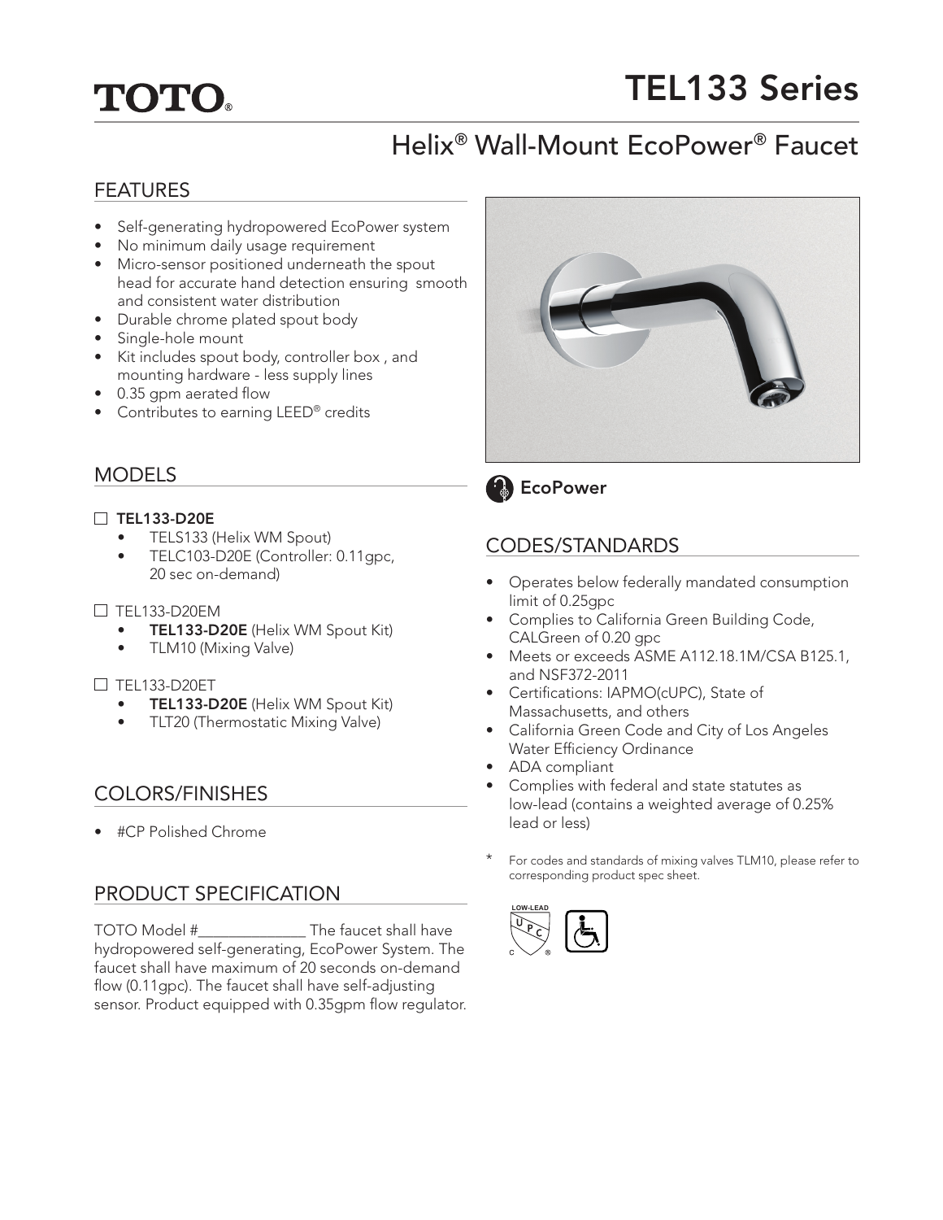TOTO®

# TEL133 Series

## Helix® Wall-Mount EcoPower® Faucet

### FEATURES

- Self-generating hydropowered EcoPower system
- No minimum daily usage requirement
- Micro-sensor positioned underneath the spout head for accurate hand detection ensuring smooth and consistent water distribution
- Durable chrome plated spout body
- Single-hole mount
- Kit includes spout body, controller box , and mounting hardware - less supply lines
- 0.35 gpm aerated flow
- Contributes to earning LEED® credits

EcoPower

### MODELS

☐ **TEL133-D20E**
- TELS133 (Helix WM Spout)
- TELC103-D20E (Controller: 0.11gpc, 20 sec on-demand)

☐ TEL133-D20EM
- **TEL133-D20E** (Helix WM Spout Kit)
- TLM10 (Mixing Valve)

☐ TEL133-D20ET
- **TEL133-D20E** (Helix WM Spout Kit)
- TLT20 (Thermostatic Mixing Valve)

### COLORS/FINISHES

- #CP Polished Chrome

### PRODUCT SPECIFICATION

TOTO Model #______________ The faucet shall have hydropowered self-generating, EcoPower System. The faucet shall have maximum of 20 seconds on-demand flow (0.11gpc). The faucet shall have self-adjusting sensor. Product equipped with 0.35gpm flow regulator.

### CODES/STANDARDS

- Operates below federally mandated consumption limit of 0.25gpc
- Complies to California Green Building Code, CALGreen of 0.20 gpc
- Meets or exceeds ASME A112.18.1M/CSA B125.1, and NSF372-2011
- Certifications: IAPMO(cUPC), State of Massachusetts, and others
- California Green Code and City of Los Angeles Water Efficiency Ordinance
- ADA compliant
- Complies with federal and state statutes as low-lead (contains a weighted average of 0.25% lead or less)

\* For codes and standards of mixing valves TLM10, please refer to corresponding product spec sheet.

LOW-LEAD cUPC®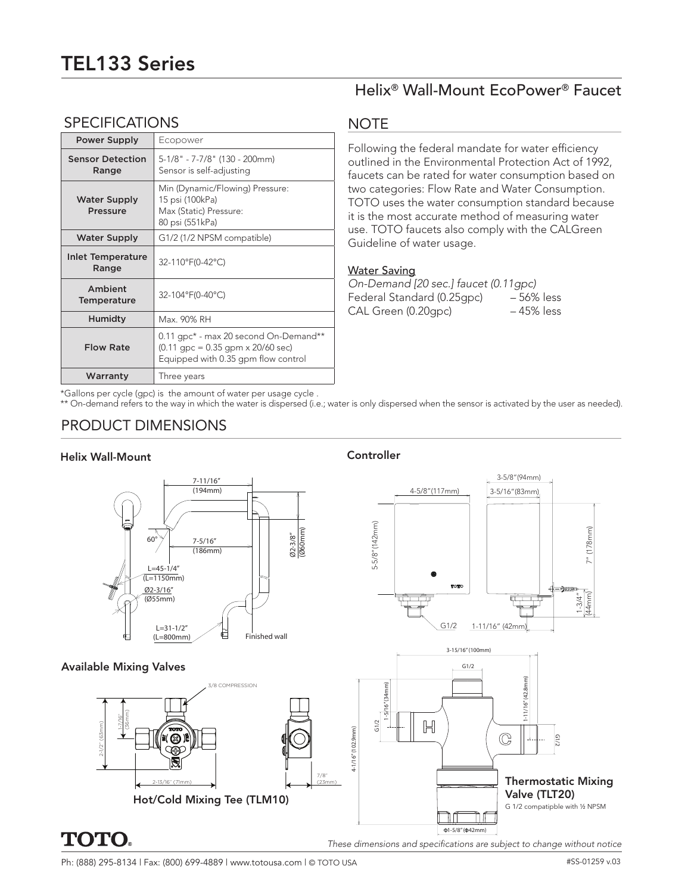# TEL133 Series

## Helix® Wall-Mount EcoPower® Faucet

## SPECIFICATIONS

| | |
|---|---|
| **Power Supply** | Ecopower |
| **Sensor Detection Range** | 5-1/8" - 7-7/8" (130 - 200mm) Sensor is self-adjusting |
| **Water Supply Pressure** | Min (Dynamic/Flowing) Pressure: 15 psi (100kPa) Max (Static) Pressure: 80 psi (551kPa) |
| **Water Supply** | G1/2 (1/2 NPSM compatible) |
| **Inlet Temperature Range** | 32-110°F(0-42°C) |
| **Ambient Temperature** | 32-104°F(0-40°C) |
| **Humidty** | Max. 90% RH |
| **Flow Rate** | 0.11 gpc* - max 20 second On-Demand** (0.11 gpc = 0.35 gpm x 20/60 sec) Equipped with 0.35 gpm flow control |
| **Warranty** | Three years |

## NOTE

Following the federal mandate for water efficiency outlined in the Environmental Protection Act of 1992, faucets can be rated for water consumption based on two categories: Flow Rate and Water Consumption. TOTO uses the water consumption standard because it is the most accurate method of measuring water use. TOTO faucets also comply with the CALGreen Guideline of water usage.

Water Saving

*On-Demand [20 sec.] faucet (0.11gpc)*

Federal Standard (0.25gpc) – 56% less

CAL Green (0.20gpc) – 45% less

*Gallons per cycle (gpc) is the amount of water per usage cycle .

** On-demand refers to the way in which the water is dispersed (i.e.; water is only dispersed when the sensor is activated by the user as needed).

## PRODUCT DIMENSIONS

### Helix Wall-Mount

7-11/16" (194mm)
60°
7-5/16" (186mm)
Ø2-3/8" (Ø60mm)
L=45-1/4" (L=1150mm)
Ø2-3/16" (Ø55mm)
L=31-1/2" (L=800mm)
Finished wall

### Controller

3-5/8" (94mm)
4-5/8" (117mm)
3-5/16" (83mm)
5-5/8" (142mm)
7" (178mm)
1-3/4" (44mm)
G1/2
1-11/16" (42mm)

### Available Mixing Valves

3/8 COMPRESSION
2-1/2" (63mm)
1-7/16" (36mm)
2-13/16" (71mm)
7/8" (23mm)

**Hot/Cold Mixing Tee (TLM10)**

3-15/16" (100mm)
G1/2
1-5/16" (34mm)
1-11/16" (42.8mm)
4-1/16" (102.9mm)
Φ1-5/8" (Φ42mm)

**Thermostatic Mixing Valve (TLT20)**

G 1/2 compatipble with ½ NPSM

TOTO®

*These dimensions and specifications are subject to change without notice*

Ph: (888) 295-8134 | Fax: (800) 699-4889 | www.totousa.com | © TOTO USA

#SS-01259 v.03